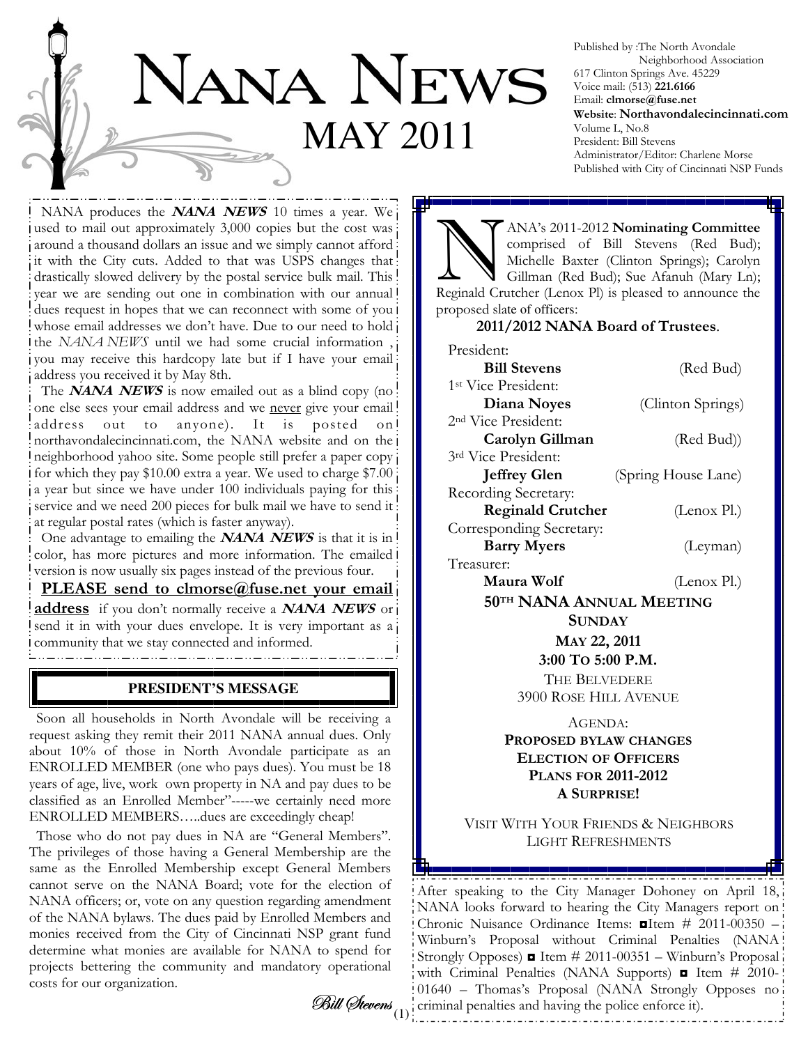# NANA NEWS

## MAY 2011

Published by :The North Avondale Neighborhood Association
617 Clinton Springs Ave. 45229
Voice mail: (513) **221.6166**
Email: **clmorse@fuse.net**
**Website**: **Northavondalecincinnati.com**
Volume L, No.8
President: Bill Stevens
Administrator/Editor: Charlene Morse
Published with City of Cincinnati NSP Funds

NANA produces the ***NANA NEWS*** 10 times a year. We used to mail out approximately 3,000 copies but the cost was around a thousand dollars an issue and we simply cannot afford it with the City cuts. Added to that was USPS changes that drastically slowed delivery by the postal service bulk mail. This year we are sending out one in combination with our annual dues request in hopes that we can reconnect with some of you whose email addresses we don't have. Due to our need to hold the *NANA NEWS* until we had some crucial information , you may receive this hardcopy late but if I have your email address you received it by May 8th.

The ***NANA NEWS*** is now emailed out as a blind copy (no one else sees your email address and we never give your email address out to anyone). It is posted on northavondalecincinnati.com, the NANA website and on the neighborhood yahoo site. Some people still prefer a paper copy for which they pay $10.00 extra a year. We used to charge $7.00 a year but since we have under 100 individuals paying for this service and we need 200 pieces for bulk mail we have to send it at regular postal rates (which is faster anyway).

One advantage to emailing the ***NANA NEWS*** is that it is in color, has more pictures and more information. The emailed version is now usually six pages instead of the previous four.

**PLEASE send to clmorse@fuse.net your email address** if you don't normally receive a ***NANA NEWS*** or send it in with your dues envelope. It is very important as a community that we stay connected and informed.

## PRESIDENT'S MESSAGE

Soon all households in North Avondale will be receiving a request asking they remit their 2011 NANA annual dues. Only about 10% of those in North Avondale participate as an ENROLLED MEMBER (one who pays dues). You must be 18 years of age, live, work own property in NA and pay dues to be classified as an Enrolled Member"-----we certainly need more ENROLLED MEMBERS…..dues are exceedingly cheap!

Those who do not pay dues in NA are "General Members". The privileges of those having a General Membership are the same as the Enrolled Membership except General Members cannot serve on the NANA Board; vote for the election of NANA officers; or, vote on any question regarding amendment of the NANA bylaws. The dues paid by Enrolled Members and monies received from the City of Cincinnati NSP grant fund determine what monies are available for NANA to spend for projects bettering the community and mandatory operational costs for our organization.

*Bill Stevens*

NANA's 2011-2012 **Nominating Committee** comprised of Bill Stevens (Red Bud); Michelle Baxter (Clinton Springs); Carolyn Gillman (Red Bud); Sue Afanuh (Mary Ln); Reginald Crutcher (Lenox Pl) is pleased to announce the proposed slate of officers:

**2011/2012 NANA Board of Trustees**.

| Office | Name | Street |
|---|---|---|
| President: | **Bill Stevens** | (Red Bud) |
| 1st Vice President: | **Diana Noyes** | (Clinton Springs) |
| 2nd Vice President: | **Carolyn Gillman** | (Red Bud)) |
| 3rd Vice President: | **Jeffrey Glen** | (Spring House Lane) |
| Recording Secretary: | **Reginald Crutcher** | (Lenox Pl.) |
| Corresponding Secretary: | **Barry Myers** | (Leyman) |
| Treasurer: | **Maura Wolf** | (Lenox Pl.) |

**50TH NANA ANNUAL MEETING**
**SUNDAY**
**MAY 22, 2011**
**3:00 TO 5:00 P.M.**
THE BELVEDERE
3900 ROSE HILL AVENUE

AGENDA:
**PROPOSED BYLAW CHANGES**
**ELECTION OF OFFICERS**
**PLANS FOR 2011-2012**
**A SURPRISE!**

VISIT WITH YOUR FRIENDS & NEIGHBORS
LIGHT REFRESHMENTS

After speaking to the City Manager Dohoney on April 18, NANA looks forward to hearing the City Managers report on Chronic Nuisance Ordinance Items: ◘Item # 2011-00350 – Winburn's Proposal without Criminal Penalties (NANA Strongly Opposes) ◘ Item # 2011-00351 – Winburn's Proposal with Criminal Penalties (NANA Supports) ◘ Item # 2010-01640 – Thomas's Proposal (NANA Strongly Opposes no criminal penalties and having the police enforce it).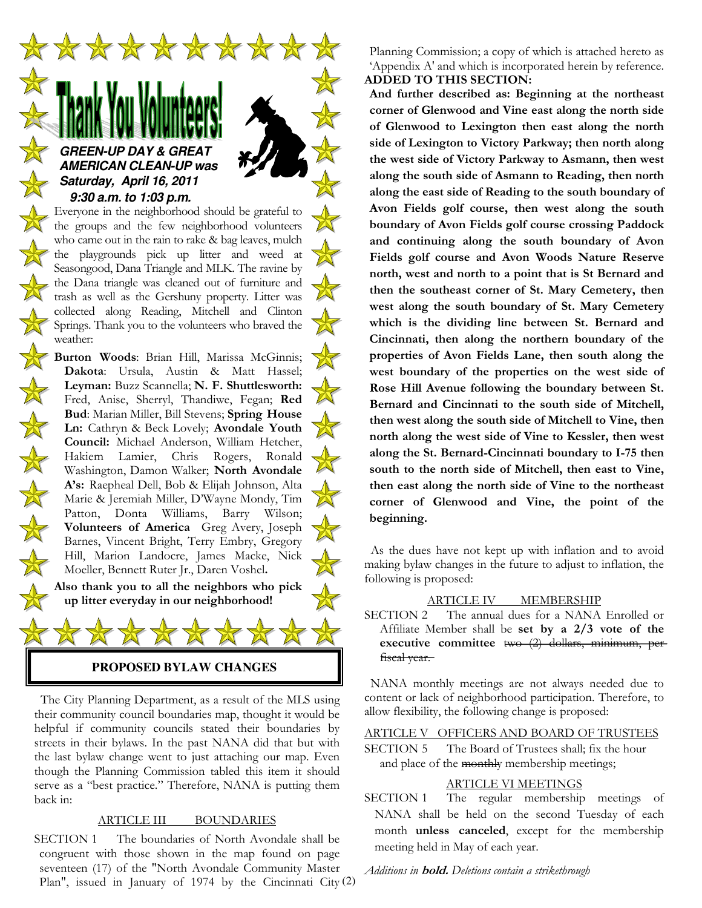# Thank You Volunteers!

***GREEN-UP DAY & GREAT AMERICAN CLEAN-UP was Saturday, April 16, 2011 9:30 a.m. to 1:03 p.m.***

Everyone in the neighborhood should be grateful to the groups and the few neighborhood volunteers who came out in the rain to rake & bag leaves, mulch the playgrounds pick up litter and weed at Seasongood, Dana Triangle and MLK. The ravine by the Dana triangle was cleaned out of furniture and trash as well as the Gershuny property. Litter was collected along Reading, Mitchell and Clinton Springs. Thank you to the volunteers who braved the weather:

**Burton Woods**: Brian Hill, Marissa McGinnis; **Dakota**: Ursula, Austin & Matt Hassel; **Leyman:** Buzz Scannella; **N. F. Shuttlesworth:** Fred, Anise, Sherryl, Thandiwe, Fegan; **Red Bud**: Marian Miller, Bill Stevens; **Spring House Ln:** Cathryn & Beck Lovely; **Avondale Youth Council:** Michael Anderson, William Hetcher, Hakiem Lamier, Chris Rogers, Ronald Washington, Damon Walker; **North Avondale A's:** Raepheal Dell, Bob & Elijah Johnson, Alta Marie & Jeremiah Miller, D'Wayne Mondy, Tim Patton, Donta Williams, Barry Wilson; **Volunteers of America** Greg Avery, Joseph Barnes, Vincent Bright, Terry Embry, Gregory Hill, Marion Landocre, James Macke, Nick Moeller, Bennett Ruter Jr., Daren Voshel**.**

**Also thank you to all the neighbors who pick up litter everyday in our neighborhood!**

## PROPOSED BYLAW CHANGES

The City Planning Department, as a result of the MLS using their community council boundaries map, thought it would be helpful if community councils stated their boundaries by streets in their bylaws. In the past NANA did that but with the last bylaw change went to just attaching our map. Even though the Planning Commission tabled this item it should serve as a "best practice." Therefore, NANA is putting them back in:

ARTICLE III BOUNDARIES

SECTION 1 The boundaries of North Avondale shall be congruent with those shown in the map found on page seventeen (17) of the "North Avondale Community Master Plan", issued in January of 1974 by the Cincinnati City Planning Commission; a copy of which is attached hereto as 'Appendix A' and which is incorporated herein by reference.

**ADDED TO THIS SECTION:**

**And further described as: Beginning at the northeast corner of Glenwood and Vine east along the north side of Glenwood to Lexington then east along the north side of Lexington to Victory Parkway; then north along the west side of Victory Parkway to Asmann, then west along the south side of Asmann to Reading, then north along the east side of Reading to the south boundary of Avon Fields golf course, then west along the south boundary of Avon Fields golf course crossing Paddock and continuing along the south boundary of Avon Fields golf course and Avon Woods Nature Reserve north, west and north to a point that is St Bernard and then the southeast corner of St. Mary Cemetery, then west along the south boundary of St. Mary Cemetery which is the dividing line between St. Bernard and Cincinnati, then along the northern boundary of the properties of Avon Fields Lane, then south along the west boundary of the properties on the west side of Rose Hill Avenue following the boundary between St. Bernard and Cincinnati to the south side of Mitchell, then west along the south side of Mitchell to Vine, then north along the west side of Vine to Kessler, then west along the St. Bernard-Cincinnati boundary to I-75 then south to the north side of Mitchell, then east to Vine, then east along the north side of Vine to the northeast corner of Glenwood and Vine, the point of the beginning.**

As the dues have not kept up with inflation and to avoid making bylaw changes in the future to adjust to inflation, the following is proposed:

ARTICLE IV MEMBERSHIP

SECTION 2 The annual dues for a NANA Enrolled or Affiliate Member shall be **set by a 2/3 vote of the executive committee** ~~two (2) dollars, minimum, per fiscal year.~~

NANA monthly meetings are not always needed due to content or lack of neighborhood participation. Therefore, to allow flexibility, the following change is proposed:

ARTICLE V OFFICERS AND BOARD OF TRUSTEES

SECTION 5 The Board of Trustees shall; fix the hour and place of the ~~monthly~~ membership meetings;

ARTICLE VI MEETINGS

SECTION 1 The regular membership meetings of NANA shall be held on the second Tuesday of each month **unless canceled**, except for the membership meeting held in May of each year.

*Additions in **bold.** Deletions contain a strikethrough*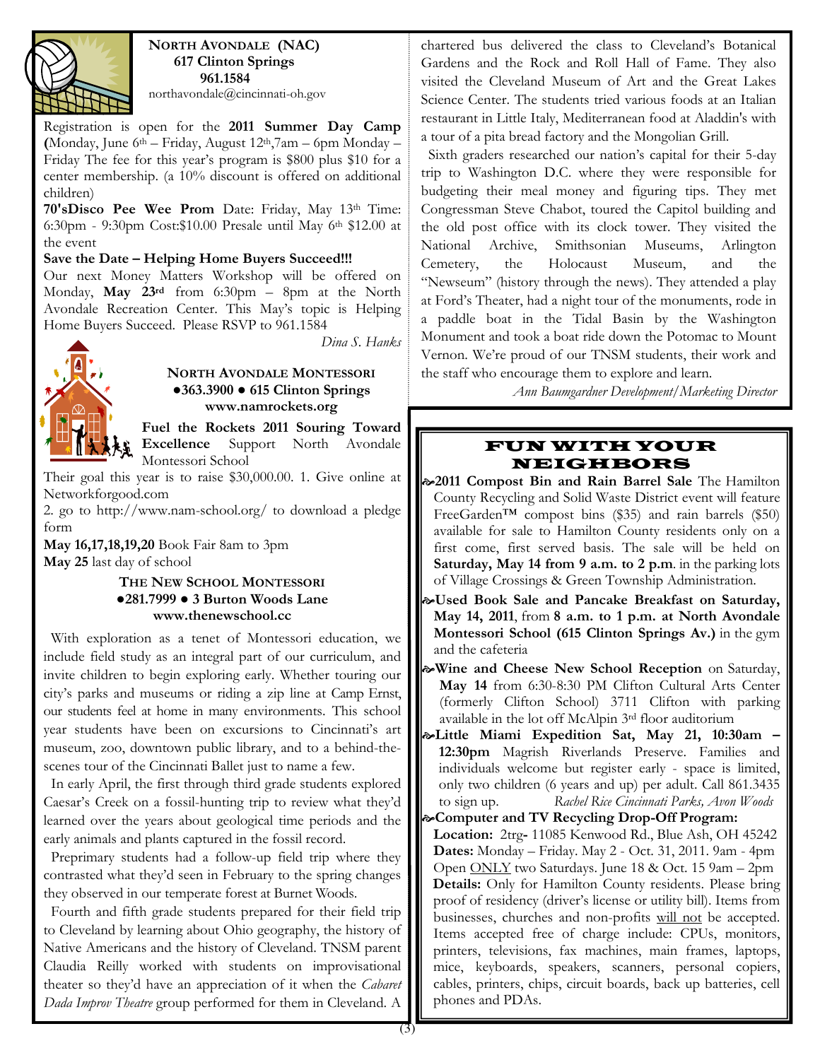## NORTH AVONDALE (NAC)

**617 Clinton Springs**
**961.1584**
northavondale@cincinnati-oh.gov

Registration is open for the **2011 Summer Day Camp (**Monday, June 6th – Friday, August 12th,7am – 6pm Monday – Friday The fee for this year's program is $800 plus $10 for a center membership. (a 10% discount is offered on additional children)

**70'sDisco Pee Wee Prom** Date: Friday, May 13th Time: 6:30pm - 9:30pm Cost:$10.00 Presale until May 6th $12.00 at the event

**Save the Date – Helping Home Buyers Succeed!!!**

Our next Money Matters Workshop will be offered on Monday, **May 23rd** from 6:30pm – 8pm at the North Avondale Recreation Center. This May's topic is Helping Home Buyers Succeed. Please RSVP to 961.1584

*Dina S. Hanks*

## NORTH AVONDALE MONTESSORI

**●363.3900 ● 615 Clinton Springs**
**www.namrockets.org**

**Fuel the Rockets 2011 Souring Toward Excellence** Support North Avondale Montessori School

Their goal this year is to raise $30,000.00. 1. Give online at Networkforgood.com

2. go to http://www.nam-school.org/ to download a pledge form

**May 16,17,18,19,20** Book Fair 8am to 3pm
**May 25** last day of school

## THE NEW SCHOOL MONTESSORI

**●281.7999 ● 3 Burton Woods Lane**
**www.thenewschool.cc**

With exploration as a tenet of Montessori education, we include field study as an integral part of our curriculum, and invite children to begin exploring early. Whether touring our city's parks and museums or riding a zip line at Camp Ernst, our students feel at home in many environments. This school year students have been on excursions to Cincinnati's art museum, zoo, downtown public library, and to a behind-the-scenes tour of the Cincinnati Ballet just to name a few.

In early April, the first through third grade students explored Caesar's Creek on a fossil-hunting trip to review what they'd learned over the years about geological time periods and the early animals and plants captured in the fossil record.

Preprimary students had a follow-up field trip where they contrasted what they'd seen in February to the spring changes they observed in our temperate forest at Burnet Woods.

Fourth and fifth grade students prepared for their field trip to Cleveland by learning about Ohio geography, the history of Native Americans and the history of Cleveland. TNSM parent Claudia Reilly worked with students on improvisational theater so they'd have an appreciation of it when the *Cabaret Dada Improv Theatre* group performed for them in Cleveland. A chartered bus delivered the class to Cleveland's Botanical Gardens and the Rock and Roll Hall of Fame. They also visited the Cleveland Museum of Art and the Great Lakes Science Center. The students tried various foods at an Italian restaurant in Little Italy, Mediterranean food at Aladdin's with a tour of a pita bread factory and the Mongolian Grill.

Sixth graders researched our nation's capital for their 5-day trip to Washington D.C. where they were responsible for budgeting their meal money and figuring tips. They met Congressman Steve Chabot, toured the Capitol building and the old post office with its clock tower. They visited the National Archive, Smithsonian Museums, Arlington Cemetery, the Holocaust Museum, and the "Newseum" (history through the news). They attended a play at Ford's Theater, had a night tour of the monuments, rode in a paddle boat in the Tidal Basin by the Washington Monument and took a boat ride down the Potomac to Mount Vernon. We're proud of our TNSM students, their work and the staff who encourage them to explore and learn.

*Ann Baumgardner Development/Marketing Director*

## FUN WITH YOUR NEIGHBORS

- **2011 Compost Bin and Rain Barrel Sale** The Hamilton County Recycling and Solid Waste District event will feature FreeGarden™ compost bins ($35) and rain barrels ($50) available for sale to Hamilton County residents only on a first come, first served basis. The sale will be held on **Saturday, May 14 from 9 a.m. to 2 p.m**. in the parking lots of Village Crossings & Green Township Administration.
- **Used Book Sale and Pancake Breakfast on Saturday, May 14, 2011**, from **8 a.m. to 1 p.m. at North Avondale Montessori School (615 Clinton Springs Av.)** in the gym and the cafeteria
- **Wine and Cheese New School Reception** on Saturday, **May 14** from 6:30-8:30 PM Clifton Cultural Arts Center (formerly Clifton School) 3711 Clifton with parking available in the lot off McAlpin 3rd floor auditorium
- **Little Miami Expedition Sat, May 21, 10:30am – 12:30pm** Magrish Riverlands Preserve. Families and individuals welcome but register early - space is limited, only two children (6 years and up) per adult. Call 861.3435 to sign up. *Rachel Rice Cincinnati Parks, Avon Woods*
- **Computer and TV Recycling Drop-Off Program:**
  **Location:** 2trg- 11085 Kenwood Rd., Blue Ash, OH 45242
  **Dates:** Monday – Friday. May 2 - Oct. 31, 2011. 9am - 4pm Open ONLY two Saturdays. June 18 & Oct. 15 9am – 2pm
  **Details:** Only for Hamilton County residents. Please bring proof of residency (driver's license or utility bill). Items from businesses, churches and non-profits will not be accepted. Items accepted free of charge include: CPUs, monitors, printers, televisions, fax machines, main frames, laptops, mice, keyboards, speakers, scanners, personal copiers, cables, printers, chips, circuit boards, back up batteries, cell phones and PDAs.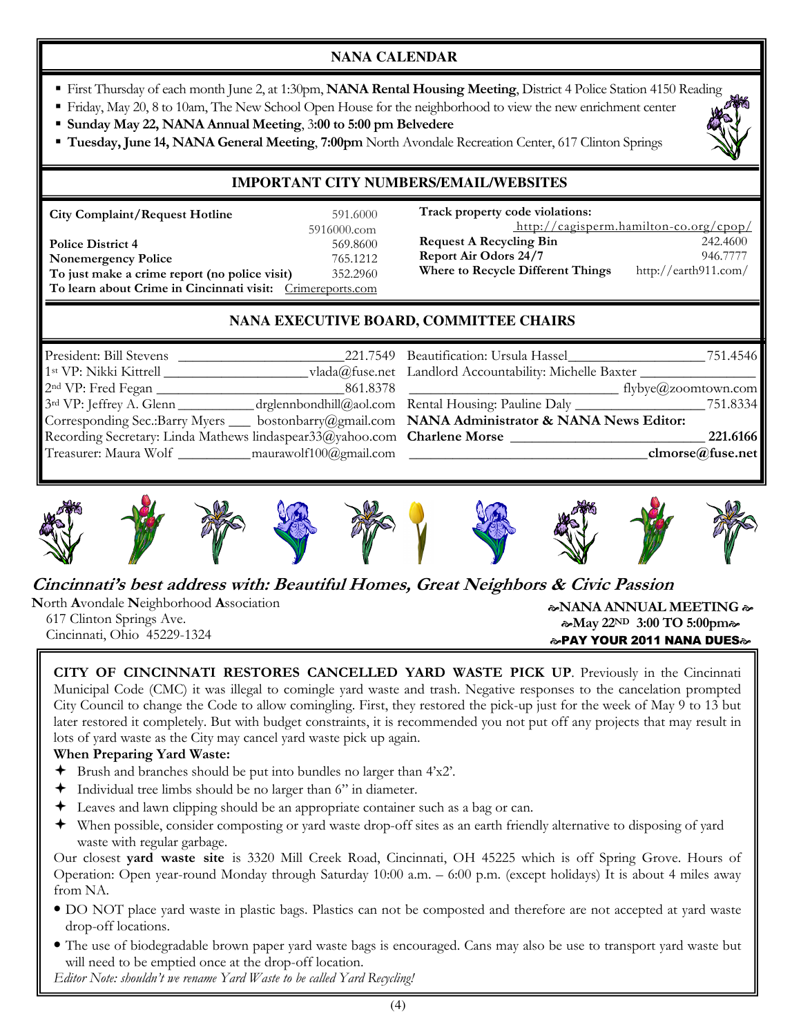## NANA CALENDAR

- First Thursday of each month June 2, at 1:30pm, **NANA Rental Housing Meeting**, District 4 Police Station 4150 Reading
- Friday, May 20, 8 to 10am, The New School Open House for the neighborhood to view the new enrichment center
- **Sunday May 22, NANA Annual Meeting**, 3**:00 to 5:00 pm Belvedere**
- **Tuesday, June 14, NANA General Meeting**, **7:00pm** North Avondale Recreation Center, 617 Clinton Springs

## IMPORTANT CITY NUMBERS/EMAIL/WEBSITES

| | |
|---|---|
| **City Complaint/Request Hotline** | 591.6000 5916000.com |
| **Police District 4** | 569.8600 |
| **Nonemergency Police** | 765.1212 |
| **To just make a crime report (no police visit)** | 352.2960 |
| **To learn about Crime in Cincinnati visit:** | Crimereports.com |
| **Track property code violations:** | http://cagisperm.hamilton-co.org/cpop/ |
| **Request A Recycling Bin** | 242.4600 |
| **Report Air Odors 24/7** | 946.7777 |
| **Where to Recycle Different Things** | http://earth911.com/ |

## NANA EXECUTIVE BOARD, COMMITTEE CHAIRS

| | |
|---|---|
| President: Bill Stevens | 221.7549 |
| 1st VP: Nikki Kittrell | vlada@fuse.net |
| 2nd VP: Fred Fegan | 861.8378 |
| 3rd VP: Jeffrey A. Glenn | drglennbondhill@aol.com |
| Corresponding Sec.:Barry Myers | bostonbarry@gmail.com |
| Recording Secretary: Linda Mathews | lindaspear33@yahoo.com |
| Treasurer: Maura Wolf | maurawolf100@gmail.com |
| Beautification: Ursula Hassel | 751.4546 |
| Landlord Accountability: Michelle Baxter | flybye@zoomtown.com |
| Rental Housing: Pauline Daly | 751.8334 |
| **NANA Administrator & NANA News Editor: Charlene Morse** | **221.6166** **clmorse@fuse.net** |

***Cincinnati's best address with: Beautiful Homes, Great Neighbors & Civic Passion***

**N**orth **A**vondale **N**eighborhood **A**ssociation
617 Clinton Springs Ave.
Cincinnati, Ohio 45229-1324

**NANA ANNUAL MEETING**
**May 22ND 3:00 TO 5:00pm**
**PAY YOUR 2011 NANA DUES**

**CITY OF CINCINNATI RESTORES CANCELLED YARD WASTE PICK UP**. Previously in the Cincinnati Municipal Code (CMC) it was illegal to comingle yard waste and trash. Negative responses to the cancelation prompted City Council to change the Code to allow comingling. First, they restored the pick-up just for the week of May 9 to 13 but later restored it completely. But with budget constraints, it is recommended you not put off any projects that may result in lots of yard waste as the City may cancel yard waste pick up again.

**When Preparing Yard Waste:**

- Brush and branches should be put into bundles no larger than 4'x2'.
- Individual tree limbs should be no larger than 6" in diameter.
- Leaves and lawn clipping should be an appropriate container such as a bag or can.
- When possible, consider composting or yard waste drop-off sites as an earth friendly alternative to disposing of yard waste with regular garbage.

Our closest **yard waste site** is 3320 Mill Creek Road, Cincinnati, OH 45225 which is off Spring Grove. Hours of Operation: Open year-round Monday through Saturday 10:00 a.m. – 6:00 p.m. (except holidays) It is about 4 miles away from NA.

- DO NOT place yard waste in plastic bags. Plastics can not be composted and therefore are not accepted at yard waste drop-off locations.
- The use of biodegradable brown paper yard waste bags is encouraged. Cans may also be use to transport yard waste but will need to be emptied once at the drop-off location.

*Editor Note: shouldn't we rename Yard Waste to be called Yard Recycling!*